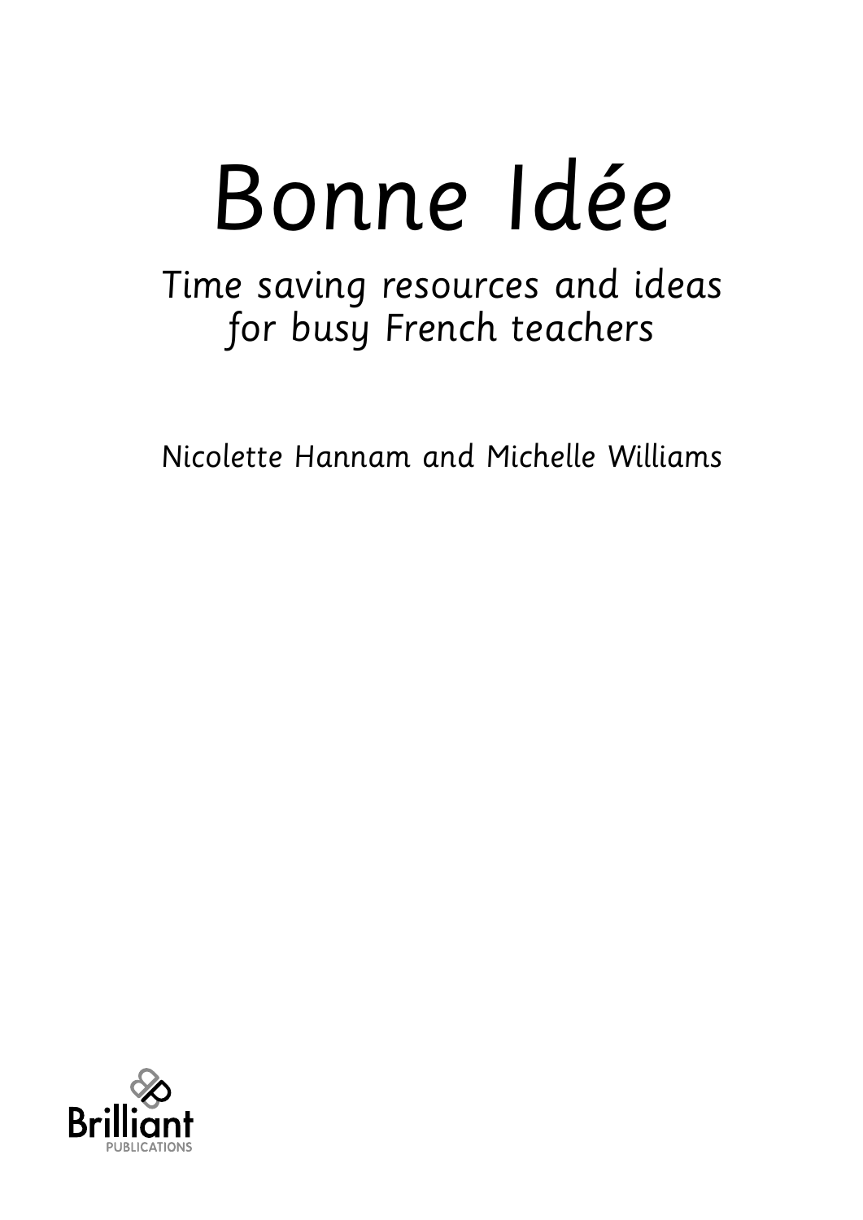# Bonne Idée

## Time saving resources and ideas for busy French teachers

Nicolette Hannam and Michelle Williams

Brilliant
PUBLICATIONS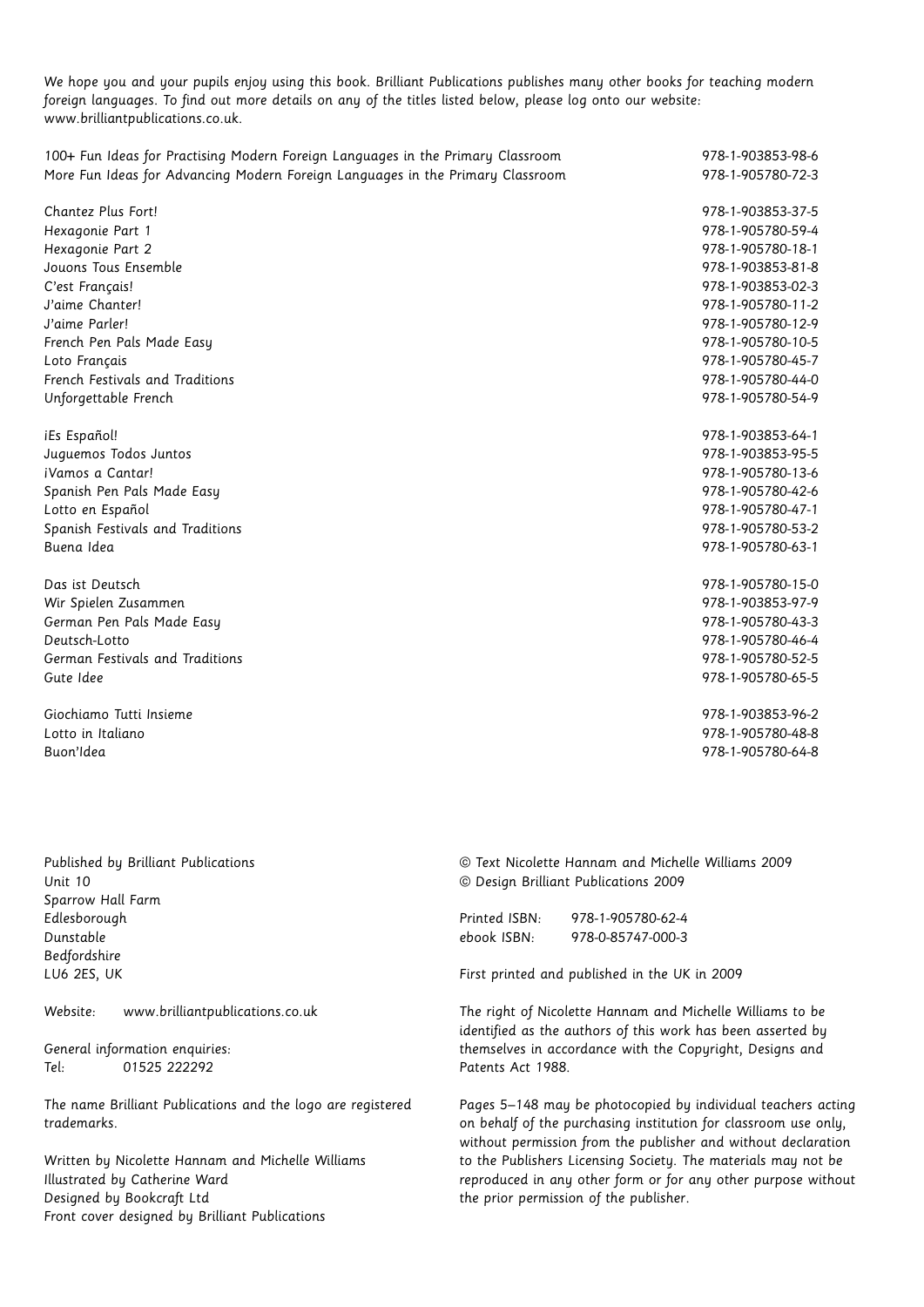*We hope you and your pupils enjoy using this book. Brilliant Publications publishes many other books for teaching modern foreign languages. To find out more details on any of the titles listed below, please log onto our website: www.brilliantpublications.co.uk.*

| | |
|---|---|
| 100+ Fun Ideas for Practising Modern Foreign Languages in the Primary Classroom | 978-1-903853-98-6 |
| More Fun Ideas for Advancing Modern Foreign Languages in the Primary Classroom | 978-1-905780-72-3 |
| | |
| Chantez Plus Fort! | 978-1-903853-37-5 |
| Hexagonie Part 1 | 978-1-905780-59-4 |
| Hexagonie Part 2 | 978-1-905780-18-1 |
| Jouons Tous Ensemble | 978-1-903853-81-8 |
| C'est Français! | 978-1-903853-02-3 |
| J'aime Chanter! | 978-1-905780-11-2 |
| J'aime Parler! | 978-1-905780-12-9 |
| French Pen Pals Made Easy | 978-1-905780-10-5 |
| Loto Français | 978-1-905780-45-7 |
| French Festivals and Traditions | 978-1-905780-44-0 |
| Unforgettable French | 978-1-905780-54-9 |
| | |
| ¡Es Español! | 978-1-903853-64-1 |
| Juguemos Todos Juntos | 978-1-903853-95-5 |
| ¡Vamos a Cantar! | 978-1-905780-13-6 |
| Spanish Pen Pals Made Easy | 978-1-905780-42-6 |
| Lotto en Español | 978-1-905780-47-1 |
| Spanish Festivals and Traditions | 978-1-905780-53-2 |
| Buena Idea | 978-1-905780-63-1 |
| | |
| Das ist Deutsch | 978-1-905780-15-0 |
| Wir Spielen Zusammen | 978-1-903853-97-9 |
| German Pen Pals Made Easy | 978-1-905780-43-3 |
| Deutsch-Lotto | 978-1-905780-46-4 |
| German Festivals and Traditions | 978-1-905780-52-5 |
| Gute Idee | 978-1-905780-65-5 |
| | |
| Giochiamo Tutti Insieme | 978-1-903853-96-2 |
| Lotto in Italiano | 978-1-905780-48-8 |
| Buon'Idea | 978-1-905780-64-8 |

Published by Brilliant Publications
Unit 10
Sparrow Hall Farm
Edlesborough
Dunstable
Bedfordshire
LU6 2ES, UK

Website: www.brilliantpublications.co.uk

General information enquiries:
Tel: 01525 222292

The name Brilliant Publications and the logo are registered trademarks.

Written by Nicolette Hannam and Michelle Williams
Illustrated by Catherine Ward
Designed by Bookcraft Ltd
Front cover designed by Brilliant Publications

© Text Nicolette Hannam and Michelle Williams 2009
© Design Brilliant Publications 2009

Printed ISBN: 978-1-905780-62-4
ebook ISBN: 978-0-85747-000-3

First printed and published in the UK in 2009

The right of Nicolette Hannam and Michelle Williams to be identified as the authors of this work has been asserted by themselves in accordance with the Copyright, Designs and Patents Act 1988.

Pages 5–148 may be photocopied by individual teachers acting on behalf of the purchasing institution for classroom use only, without permission from the publisher and without declaration to the Publishers Licensing Society. The materials may not be reproduced in any other form or for any other purpose without the prior permission of the publisher.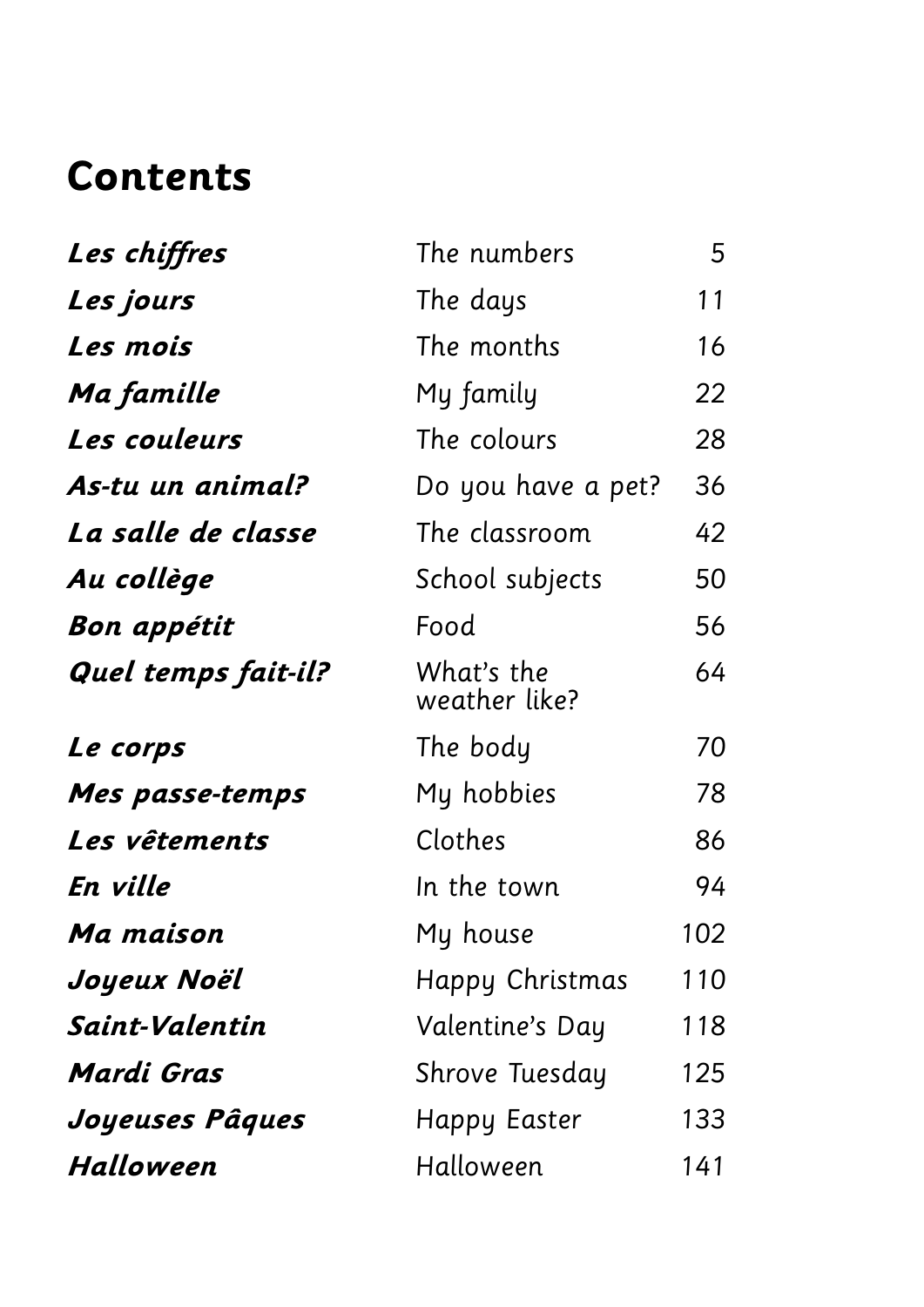# Contents

| | | |
|---|---|---|
| ***Les chiffres*** | The numbers | 5 |
| ***Les jours*** | The days | 11 |
| ***Les mois*** | The months | 16 |
| ***Ma famille*** | My family | 22 |
| ***Les couleurs*** | The colours | 28 |
| ***As-tu un animal?*** | Do you have a pet? | 36 |
| ***La salle de classe*** | The classroom | 42 |
| ***Au collège*** | School subjects | 50 |
| ***Bon appétit*** | Food | 56 |
| ***Quel temps fait-il?*** | What's the weather like? | 64 |
| ***Le corps*** | The body | 70 |
| ***Mes passe-temps*** | My hobbies | 78 |
| ***Les vêtements*** | Clothes | 86 |
| ***En ville*** | In the town | 94 |
| ***Ma maison*** | My house | 102 |
| ***Joyeux Noël*** | Happy Christmas | 110 |
| ***Saint-Valentin*** | Valentine's Day | 118 |
| ***Mardi Gras*** | Shrove Tuesday | 125 |
| ***Joyeuses Pâques*** | Happy Easter | 133 |
| ***Halloween*** | Halloween | 141 |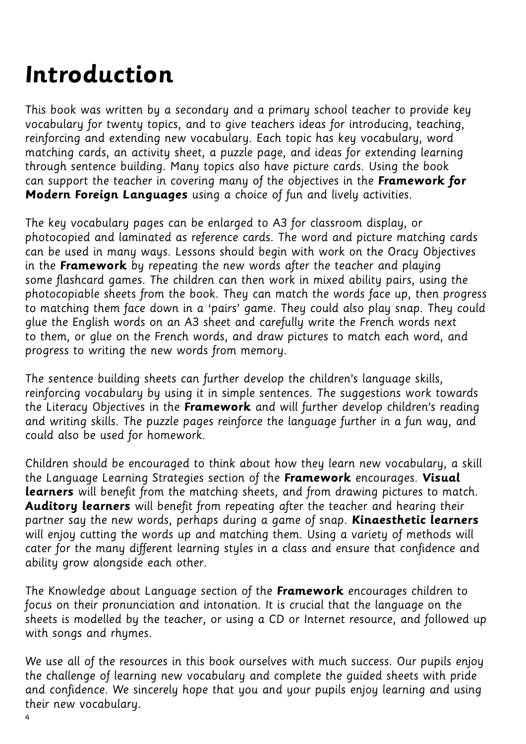# Introduction

This book was written by a secondary and a primary school teacher to provide key vocabulary for twenty topics, and to give teachers ideas for introducing, teaching, reinforcing and extending new vocabulary. Each topic has key vocabulary, word matching cards, an activity sheet, a puzzle page, and ideas for extending learning through sentence building. Many topics also have picture cards. Using the book can support the teacher in covering many of the objectives in the **Framework for Modern Foreign Languages** using a choice of fun and lively activities.

The key vocabulary pages can be enlarged to A3 for classroom display, or photocopied and laminated as reference cards. The word and picture matching cards can be used in many ways. Lessons should begin with work on the Oracy Objectives in the **Framework** by repeating the new words after the teacher and playing some flashcard games. The children can then work in mixed ability pairs, using the photocopiable sheets from the book. They can match the words face up, then progress to matching them face down in a 'pairs' game. They could also play snap. They could glue the English words on an A3 sheet and carefully write the French words next to them, or glue on the French words, and draw pictures to match each word, and progress to writing the new words from memory.

The sentence building sheets can further develop the children's language skills, reinforcing vocabulary by using it in simple sentences. The suggestions work towards the Literacy Objectives in the **Framework** and will further develop children's reading and writing skills. The puzzle pages reinforce the language further in a fun way, and could also be used for homework.

Children should be encouraged to think about how they learn new vocabulary, a skill the Language Learning Strategies section of the **Framework** encourages. **Visual learners** will benefit from the matching sheets, and from drawing pictures to match. **Auditory learners** will benefit from repeating after the teacher and hearing their partner say the new words, perhaps during a game of snap. **Kinaesthetic learners** will enjoy cutting the words up and matching them. Using a variety of methods will cater for the many different learning styles in a class and ensure that confidence and ability grow alongside each other.

The Knowledge about Language section of the **Framework** encourages children to focus on their pronunciation and intonation. It is crucial that the language on the sheets is modelled by the teacher, or using a CD or Internet resource, and followed up with songs and rhymes.

We use all of the resources in this book ourselves with much success. Our pupils enjoy the challenge of learning new vocabulary and complete the guided sheets with pride and confidence. We sincerely hope that you and your pupils enjoy learning and using their new vocabulary.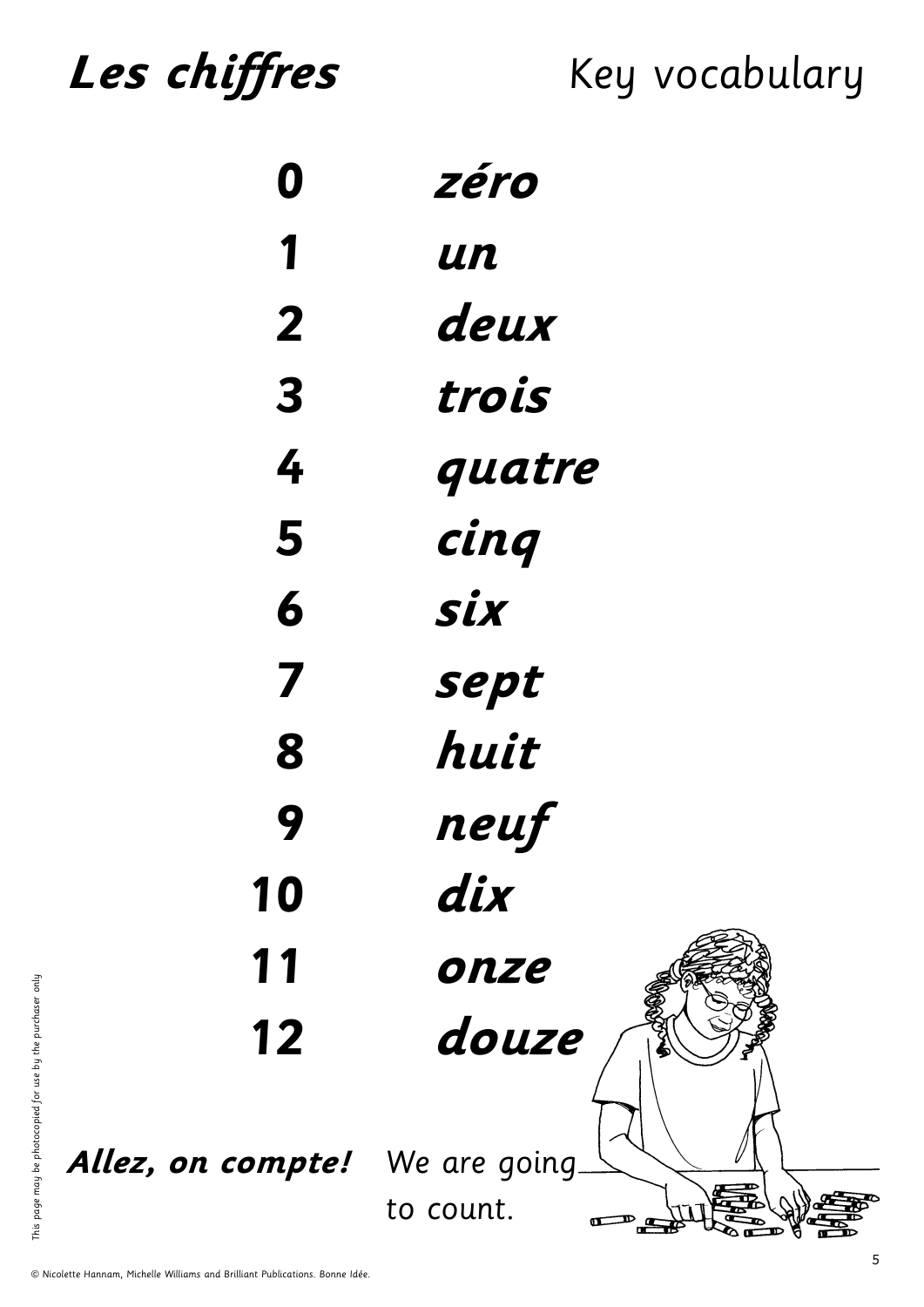# ***Les chiffres*** Key vocabulary

| | |
|---|---|
| **0** | ***zéro*** |
| **1** | ***un*** |
| **2** | ***deux*** |
| **3** | ***trois*** |
| **4** | ***quatre*** |
| **5** | ***cinq*** |
| **6** | ***six*** |
| **7** | ***sept*** |
| **8** | ***huit*** |
| **9** | ***neuf*** |
| **10** | ***dix*** |
| **11** | ***onze*** |
| **12** | ***douze*** |

***Allez, on compte!*** We are going to count.

This page may be photocopied for use by the purchaser only

© Nicolette Hannam, Michelle Williams and Brilliant Publications. Bonne Idée.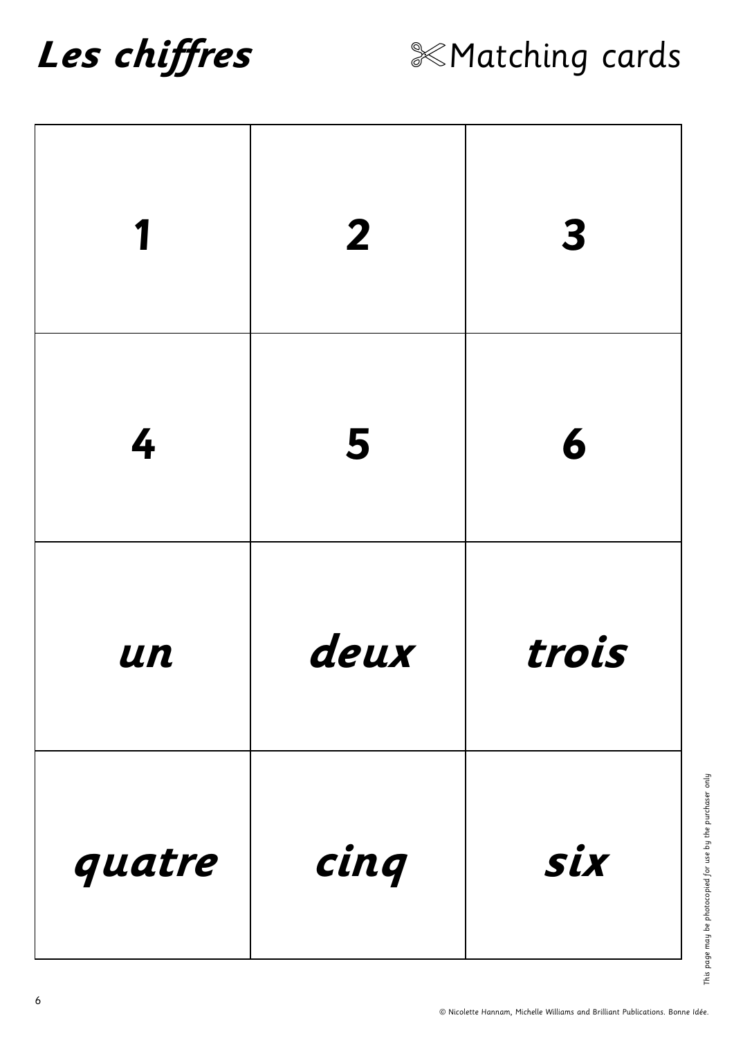# *Les chiffres*

✂Matching cards

| | | |
|---|---|---|
| **1** | **2** | **3** |
| **4** | **5** | **6** |
| ***un*** | ***deux*** | ***trois*** |
| ***quatre*** | ***cinq*** | ***six*** |

This page may be photocopied for use by the purchaser only

© Nicolette Hannam, Michelle Williams and Brilliant Publications. Bonne Idée.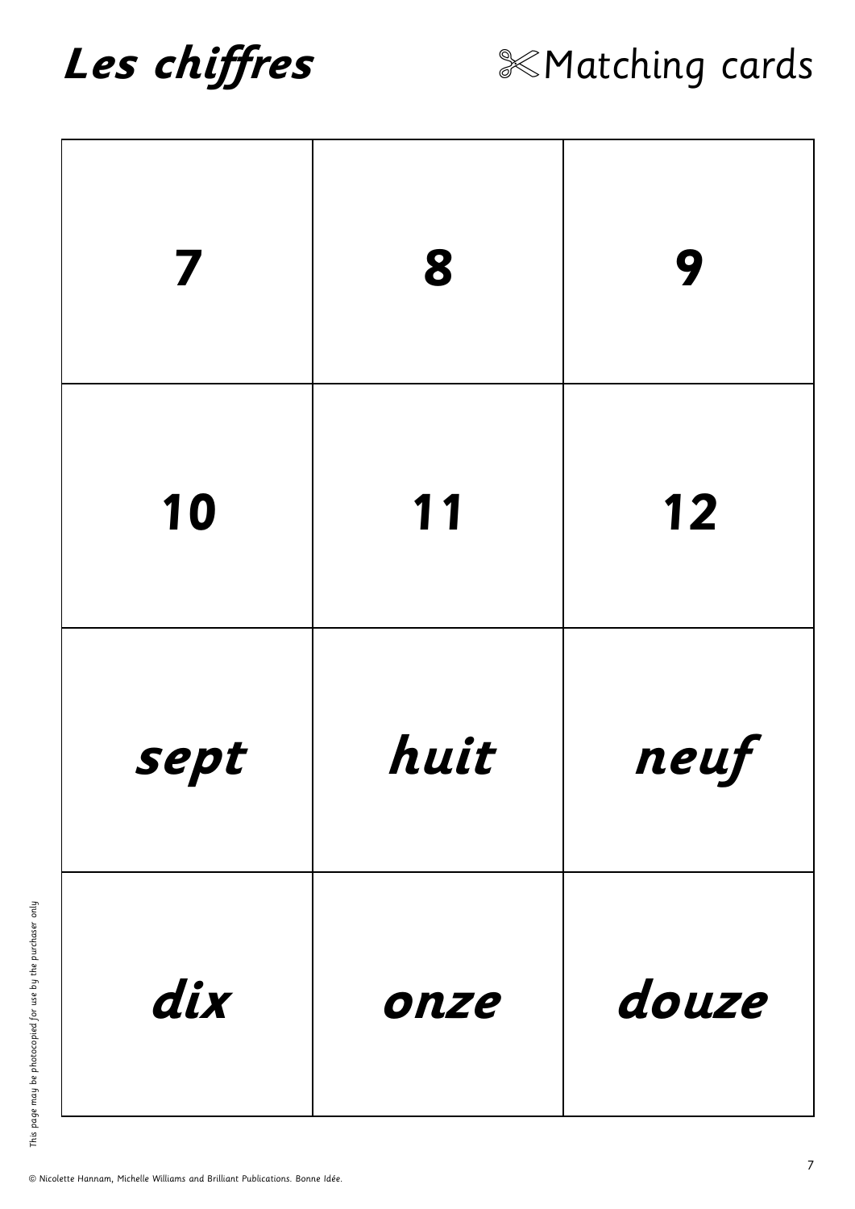# *Les chiffres*

✂Matching cards

| | | |
|---|---|---|
| **7** | **8** | **9** |
| **10** | **11** | **12** |
| ***sept*** | ***huit*** | ***neuf*** |
| ***dix*** | ***onze*** | ***douze*** |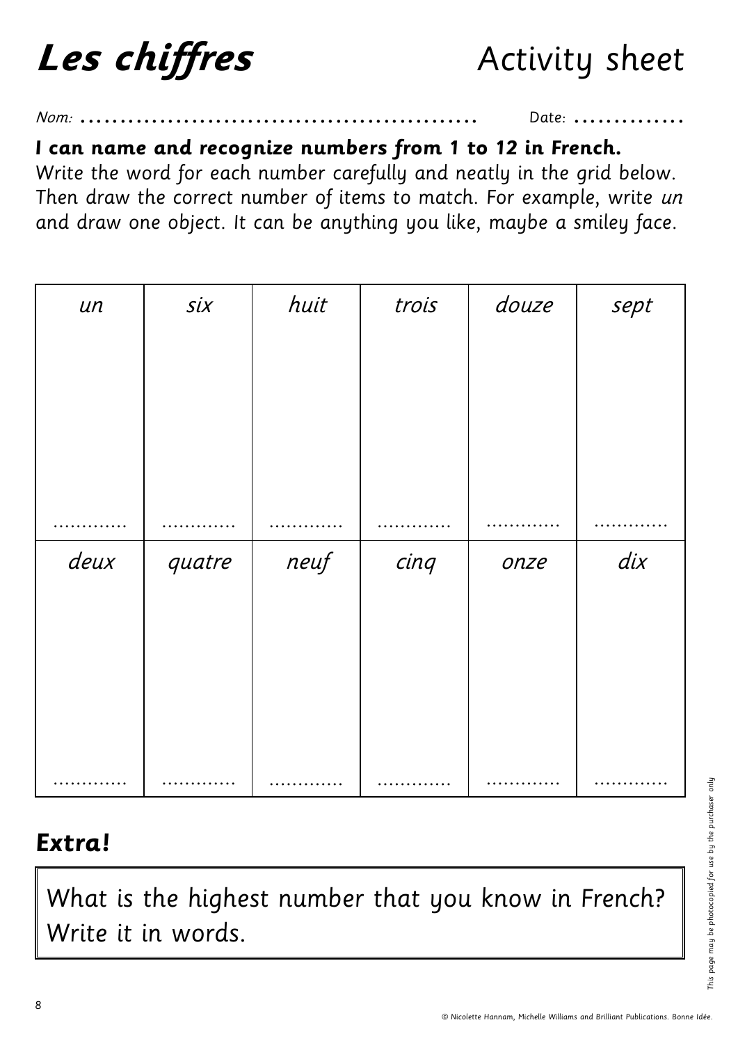# *Les chiffres* Activity sheet

*Nom:* .................................................. Date: ..............

**I can name and recognize numbers from 1 to 12 in French.**

Write the word for each number carefully and neatly in the grid below. Then draw the correct number of items to match. For example, write *un* and draw one object. It can be anything you like, maybe a smiley face.

| *un* | *six* | *huit* | *trois* | *douze* | *sept* |
|---|---|---|---|---|---|
| ............ | ............ | ............ | ............ | ............ | ............ |
| *deux* | *quatre* | *neuf* | *cinq* | *onze* | *dix* |
| ............ | ............ | ............ | ............ | ............ | ............ |

## Extra!

What is the highest number that you know in French? Write it in words.

This page may be photocopied for use by the purchaser only

© Nicolette Hannam, Michelle Williams and Brilliant Publications. Bonne Idée.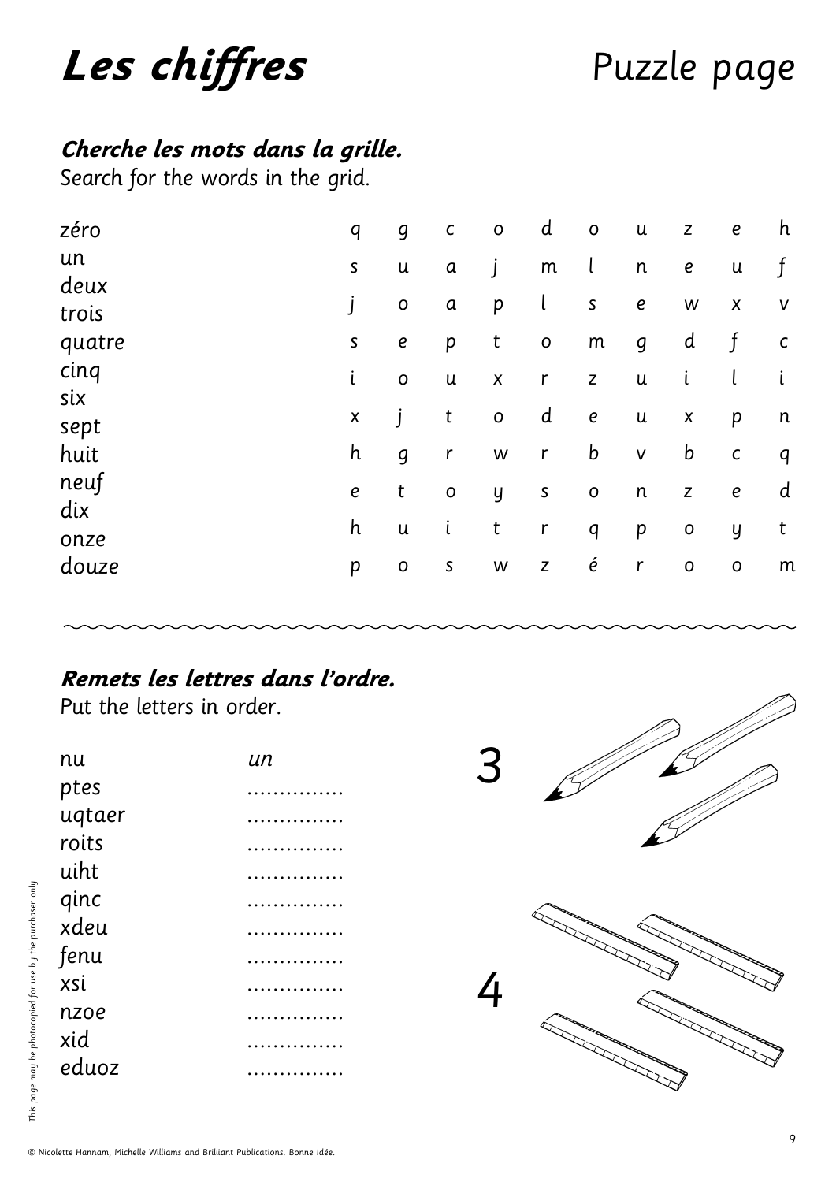# *Les chiffres* Puzzle page

***Cherche les mots dans la grille.***
Search for the words in the grid.

zéro
un
deux
trois
quatre
cinq
six
sept
huit
neuf
dix
onze
douze

| | | | | | | | | | |
|---|---|---|---|---|---|---|---|---|---|
| q | g | c | o | d | o | u | z | e | h |
| s | u | a | j | m | l | n | e | u | f |
| j | o | a | p | l | s | e | w | x | v |
| s | e | p | t | o | m | g | d | f | c |
| i | o | u | x | r | z | u | i | l | i |
| x | j | t | o | d | e | u | x | p | n |
| h | g | r | w | r | b | v | b | c | q |
| e | t | o | y | s | o | n | z | e | d |
| h | u | i | t | r | q | p | o | y | t |
| p | o | s | w | z | é | r | o | o | m |

***Remets les lettres dans l'ordre.***
Put the letters in order.

| | |
|---|---|
| nu | *un* |
| ptes | .............. |
| uqtaer | .............. |
| roits | .............. |
| uiht | .............. |
| qinc | .............. |
| xdeu | .............. |
| fenu | .............. |
| xsi | .............. |
| nzoe | .............. |
| xid | .............. |
| eduoz | .............. |

3

4

This page may be photocopied for use by the purchaser only

© Nicolette Hannam, Michelle Williams and Brilliant Publications. Bonne Idée.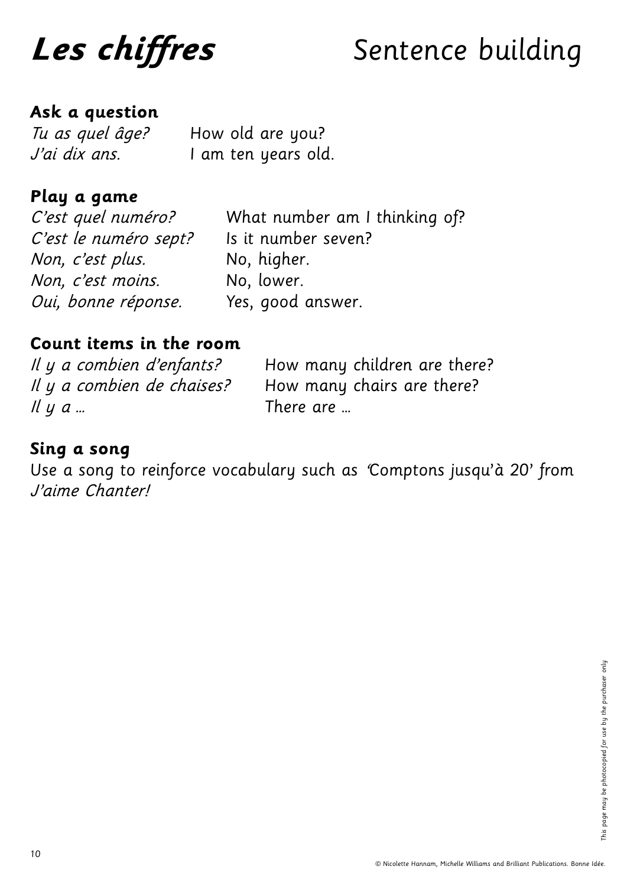# *Les chiffres* Sentence building

## Ask a question

| | |
|---|---|
| *Tu as quel âge?* | How old are you? |
| *J'ai dix ans.* | I am ten years old. |

## Play a game

| | |
|---|---|
| *C'est quel numéro?* | What number am I thinking of? |
| *C'est le numéro sept?* | Is it number seven? |
| *Non, c'est plus.* | No, higher. |
| *Non, c'est moins.* | No, lower. |
| *Oui, bonne réponse.* | Yes, good answer. |

## Count items in the room

| | |
|---|---|
| *Il y a combien d'enfants?* | How many children are there? |
| *Il y a combien de chaises?* | How many chairs are there? |
| *Il y a …* | There are … |

## Sing a song

Use a song to reinforce vocabulary such as 'Comptons jusqu'à 20' from *J'aime Chanter!*

This page may be photocopied for use by the purchaser only

© Nicolette Hannam, Michelle Williams and Brilliant Publications. Bonne Idée.